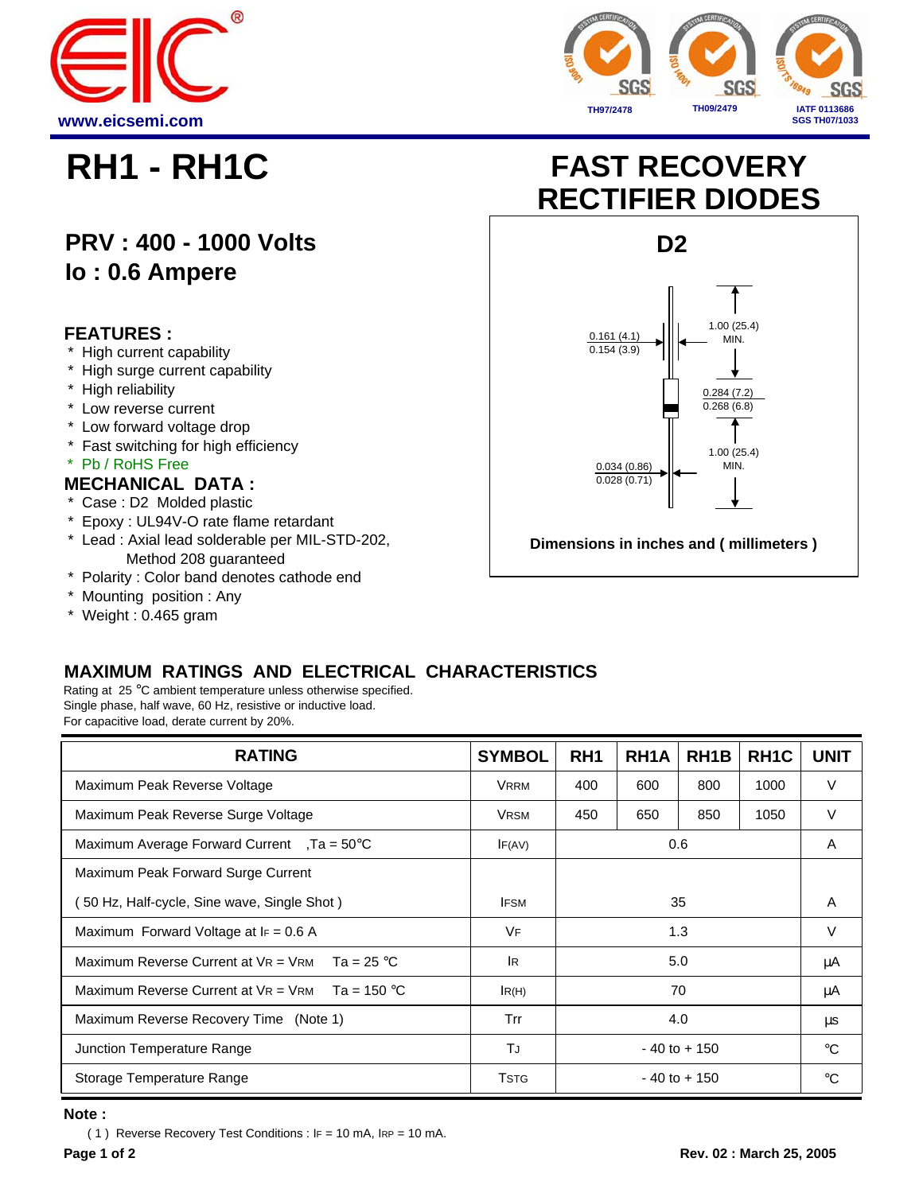# RH1 - RH1C

# FAST RECOVERY RECTIFIER DIODES

## PRV : 400 - 1000 Volts
## Io : 0.6 Ampere

D2

0.161 (4.1)
0.154 (3.9)

1.00 (25.4) MIN.

0.284 (7.2)
0.268 (6.8)

1.00 (25.4) MIN.

0.034 (0.86)
0.028 (0.71)

Dimensions in inches and ( millimeters )

### FEATURES :

* High current capability
* High surge current capability
* High reliability
* Low reverse current
* Low forward voltage drop
* Fast switching for high efficiency
* Pb / RoHS Free

### MECHANICAL DATA :

* Case : D2 Molded plastic
* Epoxy : UL94V-O rate flame retardant
* Lead : Axial lead solderable per MIL-STD-202, Method 208 guaranteed
* Polarity : Color band denotes cathode end
* Mounting position : Any
* Weight : 0.465 gram

### MAXIMUM RATINGS AND ELECTRICAL CHARACTERISTICS

Rating at 25 °C ambient temperature unless otherwise specified.
Single phase, half wave, 60 Hz, resistive or inductive load.
For capacitive load, derate current by 20%.

| RATING | SYMBOL | RH1 | RH1A | RH1B | RH1C | UNIT |
|---|---|---|---|---|---|---|
| Maximum Peak Reverse Voltage | $V_{RRM}$ | 400 | 600 | 800 | 1000 | V |
| Maximum Peak Reverse Surge Voltage | $V_{RSM}$ | 450 | 650 | 850 | 1050 | V |
| Maximum Average Forward Current ,Ta = 50°C | $I_{F(AV)}$ | 0.6 | | | | A |
| Maximum Peak Forward Surge Current ( 50 Hz, Half-cycle, Sine wave, Single Shot ) | $I_{FSM}$ | 35 | | | | A |
| Maximum Forward Voltage at $I_F$ = 0.6 A | $V_F$ | 1.3 | | | | V |
| Maximum Reverse Current at $V_R$ = $V_{RM}$ Ta = 25 °C | $I_R$ | 5.0 | | | | μA |
| Maximum Reverse Current at $V_R$ = $V_{RM}$ Ta = 150 °C | $I_{R(H)}$ | 70 | | | | μA |
| Maximum Reverse Recovery Time (Note 1) | Trr | 4.0 | | | | μs |
| Junction Temperature Range | $T_J$ | - 40 to + 150 | | | | °C |
| Storage Temperature Range | $T_{STG}$ | - 40 to + 150 | | | | °C |

**Note :**

( 1 ) Reverse Recovery Test Conditions : $I_F$ = 10 mA, $I_{RP}$ = 10 mA.

Rev. 02 : March 25, 2005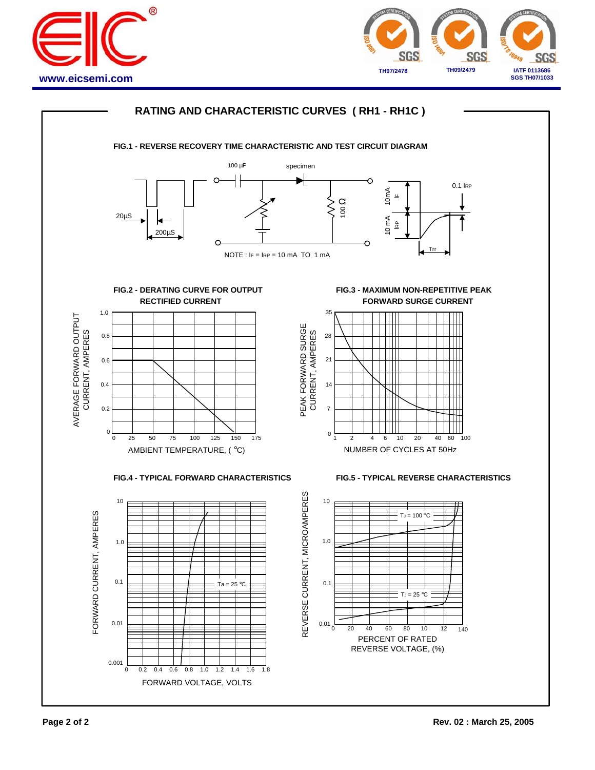## RATING AND CHARACTERISTIC CURVES ( RH1 - RH1C )

### FIG.1 - REVERSE RECOVERY TIME CHARACTERISTIC AND TEST CIRCUIT DIAGRAM

100 µF
specimen
20µS
200µS
100 Ω
10mA
IF
10 mA
IRP
0.1 IRP
Trr

NOTE : IF = IRP = 10 mA TO 1 mA

### FIG.2 - DERATING CURVE FOR OUTPUT RECTIFIED CURRENT

AVERAGE FORWARD OUTPUT CURRENT, AMPERES
1.0
0.8
0.6
0.4
0.2
0
0 25 50 75 100 125 150 175
AMBIENT TEMPERATURE, ( °C)

### FIG.3 - MAXIMUM NON-REPETITIVE PEAK FORWARD SURGE CURRENT

PEAK FORWARD SURGE CURRENT, AMPERES
35
28
21
14
7
0
1 2 4 6 10 20 40 60 100
NUMBER OF CYCLES AT 50Hz

### FIG.4 - TYPICAL FORWARD CHARACTERISTICS

FORWARD CURRENT, AMPERES
10
1.0
0.1
0.01
0.001
Ta = 25 °C
0 0.2 0.4 0.6 0.8 1.0 1.2 1.4 1.6 1.8
FORWARD VOLTAGE, VOLTS

### FIG.5 - TYPICAL REVERSE CHARACTERISTICS

REVERSE CURRENT, MICROAMPERES
10
1.0
0.1
0.01
TJ = 100 °C
TJ = 25 °C
0 20 40 60 80 10 12 140
PERCENT OF RATED REVERSE VOLTAGE, (%)

Rev. 02 : March 25, 2005